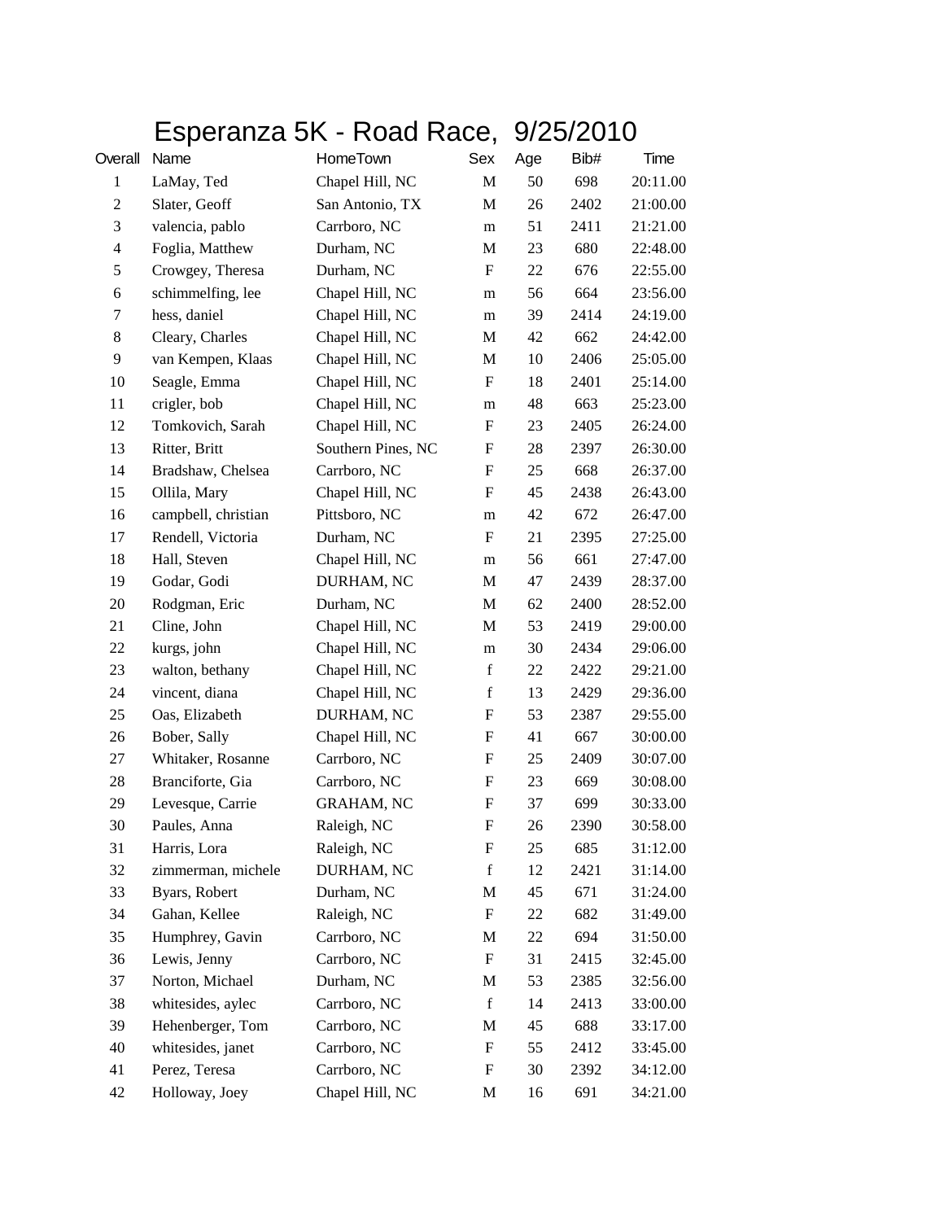# Esperanza 5K - Road Race, 9/25/2010

| Overall | Name | HomeTown | Sex | Age | Bib# | Time |
|---|---|---|---|---|---|---|
| 1 | LaMay, Ted | Chapel Hill, NC | M | 50 | 698 | 20:11.00 |
| 2 | Slater, Geoff | San Antonio, TX | M | 26 | 2402 | 21:00.00 |
| 3 | valencia, pablo | Carrboro, NC | m | 51 | 2411 | 21:21.00 |
| 4 | Foglia, Matthew | Durham, NC | M | 23 | 680 | 22:48.00 |
| 5 | Crowgey, Theresa | Durham, NC | F | 22 | 676 | 22:55.00 |
| 6 | schimmelfing, lee | Chapel Hill, NC | m | 56 | 664 | 23:56.00 |
| 7 | hess, daniel | Chapel Hill, NC | m | 39 | 2414 | 24:19.00 |
| 8 | Cleary, Charles | Chapel Hill, NC | M | 42 | 662 | 24:42.00 |
| 9 | van Kempen, Klaas | Chapel Hill, NC | M | 10 | 2406 | 25:05.00 |
| 10 | Seagle, Emma | Chapel Hill, NC | F | 18 | 2401 | 25:14.00 |
| 11 | crigler, bob | Chapel Hill, NC | m | 48 | 663 | 25:23.00 |
| 12 | Tomkovich, Sarah | Chapel Hill, NC | F | 23 | 2405 | 26:24.00 |
| 13 | Ritter, Britt | Southern Pines, NC | F | 28 | 2397 | 26:30.00 |
| 14 | Bradshaw, Chelsea | Carrboro, NC | F | 25 | 668 | 26:37.00 |
| 15 | Ollila, Mary | Chapel Hill, NC | F | 45 | 2438 | 26:43.00 |
| 16 | campbell, christian | Pittsboro, NC | m | 42 | 672 | 26:47.00 |
| 17 | Rendell, Victoria | Durham, NC | F | 21 | 2395 | 27:25.00 |
| 18 | Hall, Steven | Chapel Hill, NC | m | 56 | 661 | 27:47.00 |
| 19 | Godar, Godi | DURHAM, NC | M | 47 | 2439 | 28:37.00 |
| 20 | Rodgman, Eric | Durham, NC | M | 62 | 2400 | 28:52.00 |
| 21 | Cline, John | Chapel Hill, NC | M | 53 | 2419 | 29:00.00 |
| 22 | kurgs, john | Chapel Hill, NC | m | 30 | 2434 | 29:06.00 |
| 23 | walton, bethany | Chapel Hill, NC | f | 22 | 2422 | 29:21.00 |
| 24 | vincent, diana | Chapel Hill, NC | f | 13 | 2429 | 29:36.00 |
| 25 | Oas, Elizabeth | DURHAM, NC | F | 53 | 2387 | 29:55.00 |
| 26 | Bober, Sally | Chapel Hill, NC | F | 41 | 667 | 30:00.00 |
| 27 | Whitaker, Rosanne | Carrboro, NC | F | 25 | 2409 | 30:07.00 |
| 28 | Branciforte, Gia | Carrboro, NC | F | 23 | 669 | 30:08.00 |
| 29 | Levesque, Carrie | GRAHAM, NC | F | 37 | 699 | 30:33.00 |
| 30 | Paules, Anna | Raleigh, NC | F | 26 | 2390 | 30:58.00 |
| 31 | Harris, Lora | Raleigh, NC | F | 25 | 685 | 31:12.00 |
| 32 | zimmerman, michele | DURHAM, NC | f | 12 | 2421 | 31:14.00 |
| 33 | Byars, Robert | Durham, NC | M | 45 | 671 | 31:24.00 |
| 34 | Gahan, Kellee | Raleigh, NC | F | 22 | 682 | 31:49.00 |
| 35 | Humphrey, Gavin | Carrboro, NC | M | 22 | 694 | 31:50.00 |
| 36 | Lewis, Jenny | Carrboro, NC | F | 31 | 2415 | 32:45.00 |
| 37 | Norton, Michael | Durham, NC | M | 53 | 2385 | 32:56.00 |
| 38 | whitesides, aylec | Carrboro, NC | f | 14 | 2413 | 33:00.00 |
| 39 | Hehenberger, Tom | Carrboro, NC | M | 45 | 688 | 33:17.00 |
| 40 | whitesides, janet | Carrboro, NC | F | 55 | 2412 | 33:45.00 |
| 41 | Perez, Teresa | Carrboro, NC | F | 30 | 2392 | 34:12.00 |
| 42 | Holloway, Joey | Chapel Hill, NC | M | 16 | 691 | 34:21.00 |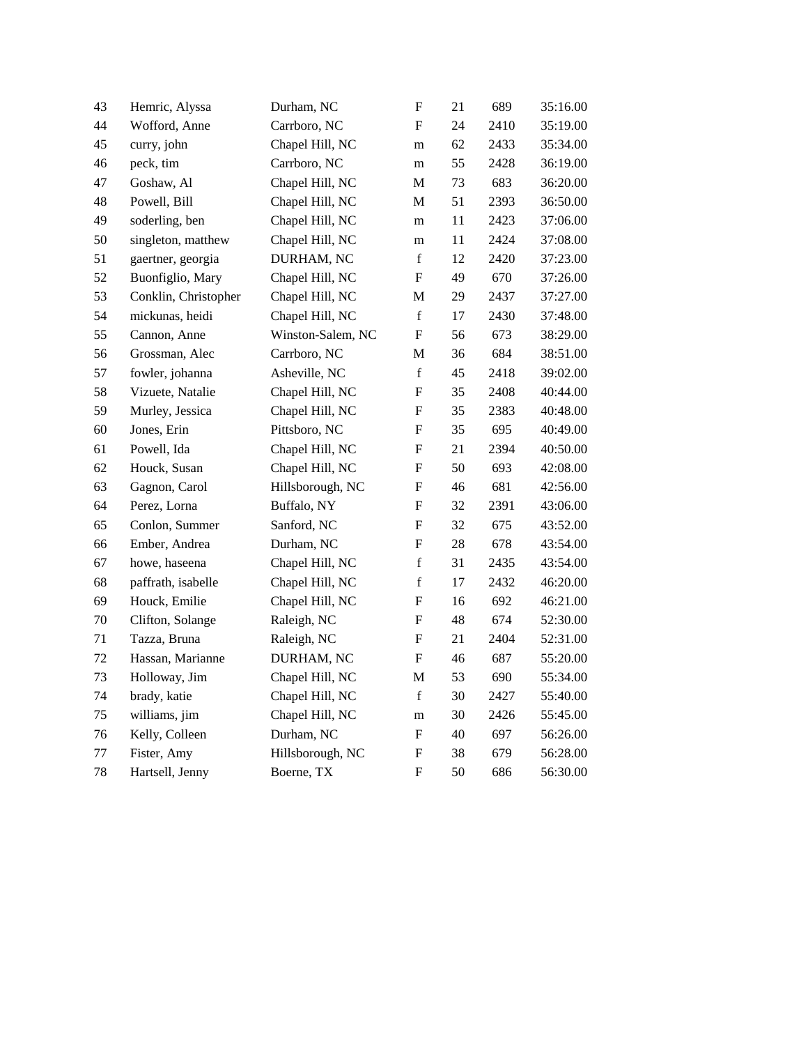| | | | | | | |
|---|---|---|---|---|---|---|
| 43 | Hemric, Alyssa | Durham, NC | F | 21 | 689 | 35:16.00 |
| 44 | Wofford, Anne | Carrboro, NC | F | 24 | 2410 | 35:19.00 |
| 45 | curry, john | Chapel Hill, NC | m | 62 | 2433 | 35:34.00 |
| 46 | peck, tim | Carrboro, NC | m | 55 | 2428 | 36:19.00 |
| 47 | Goshaw, Al | Chapel Hill, NC | M | 73 | 683 | 36:20.00 |
| 48 | Powell, Bill | Chapel Hill, NC | M | 51 | 2393 | 36:50.00 |
| 49 | soderling, ben | Chapel Hill, NC | m | 11 | 2423 | 37:06.00 |
| 50 | singleton, matthew | Chapel Hill, NC | m | 11 | 2424 | 37:08.00 |
| 51 | gaertner, georgia | DURHAM, NC | f | 12 | 2420 | 37:23.00 |
| 52 | Buonfiglio, Mary | Chapel Hill, NC | F | 49 | 670 | 37:26.00 |
| 53 | Conklin, Christopher | Chapel Hill, NC | M | 29 | 2437 | 37:27.00 |
| 54 | mickunas, heidi | Chapel Hill, NC | f | 17 | 2430 | 37:48.00 |
| 55 | Cannon, Anne | Winston-Salem, NC | F | 56 | 673 | 38:29.00 |
| 56 | Grossman, Alec | Carrboro, NC | M | 36 | 684 | 38:51.00 |
| 57 | fowler, johanna | Asheville, NC | f | 45 | 2418 | 39:02.00 |
| 58 | Vizuete, Natalie | Chapel Hill, NC | F | 35 | 2408 | 40:44.00 |
| 59 | Murley, Jessica | Chapel Hill, NC | F | 35 | 2383 | 40:48.00 |
| 60 | Jones, Erin | Pittsboro, NC | F | 35 | 695 | 40:49.00 |
| 61 | Powell, Ida | Chapel Hill, NC | F | 21 | 2394 | 40:50.00 |
| 62 | Houck, Susan | Chapel Hill, NC | F | 50 | 693 | 42:08.00 |
| 63 | Gagnon, Carol | Hillsborough, NC | F | 46 | 681 | 42:56.00 |
| 64 | Perez, Lorna | Buffalo, NY | F | 32 | 2391 | 43:06.00 |
| 65 | Conlon, Summer | Sanford, NC | F | 32 | 675 | 43:52.00 |
| 66 | Ember, Andrea | Durham, NC | F | 28 | 678 | 43:54.00 |
| 67 | howe, haseena | Chapel Hill, NC | f | 31 | 2435 | 43:54.00 |
| 68 | paffrath, isabelle | Chapel Hill, NC | f | 17 | 2432 | 46:20.00 |
| 69 | Houck, Emilie | Chapel Hill, NC | F | 16 | 692 | 46:21.00 |
| 70 | Clifton, Solange | Raleigh, NC | F | 48 | 674 | 52:30.00 |
| 71 | Tazza, Bruna | Raleigh, NC | F | 21 | 2404 | 52:31.00 |
| 72 | Hassan, Marianne | DURHAM, NC | F | 46 | 687 | 55:20.00 |
| 73 | Holloway, Jim | Chapel Hill, NC | M | 53 | 690 | 55:34.00 |
| 74 | brady, katie | Chapel Hill, NC | f | 30 | 2427 | 55:40.00 |
| 75 | williams, jim | Chapel Hill, NC | m | 30 | 2426 | 55:45.00 |
| 76 | Kelly, Colleen | Durham, NC | F | 40 | 697 | 56:26.00 |
| 77 | Fister, Amy | Hillsborough, NC | F | 38 | 679 | 56:28.00 |
| 78 | Hartsell, Jenny | Boerne, TX | F | 50 | 686 | 56:30.00 |